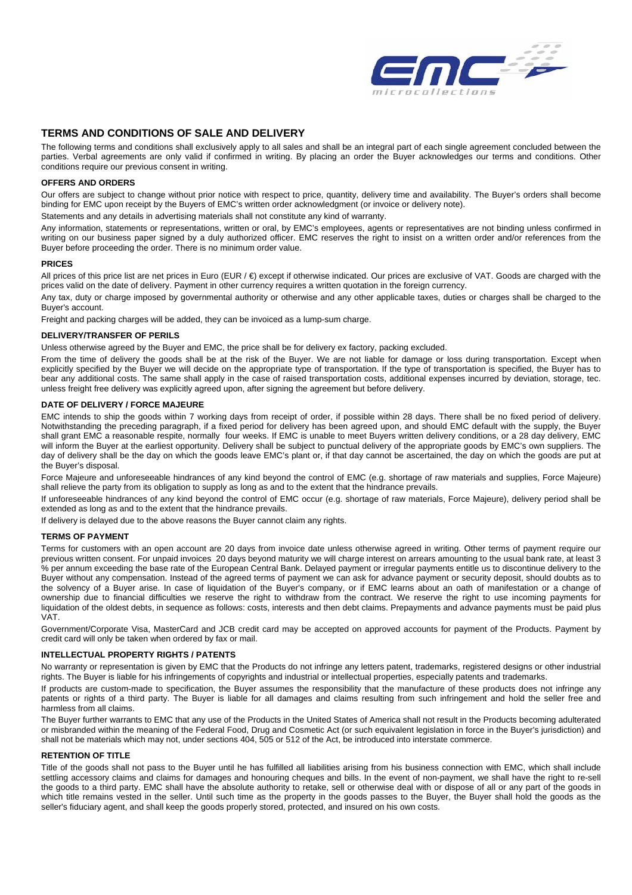# TERMS AND CONDITIONS OF SALE AND DELIVERY

The following terms and conditions shall exclusively apply to all sales and shall be an integral part of each single agreement concluded between the parties. Verbal agreements are only valid if confirmed in writing. By placing an order the Buyer acknowledges our terms and conditions. Other conditions require our previous consent in writing.

## OFFERS AND ORDERS

Our offers are subject to change without prior notice with respect to price, quantity, delivery time and availability. The Buyer's orders shall become binding for EMC upon receipt by the Buyers of EMC's written order acknowledgment (or invoice or delivery note).

Statements and any details in advertising materials shall not constitute any kind of warranty.

Any information, statements or representations, written or oral, by EMC's employees, agents or representatives are not binding unless confirmed in writing on our business paper signed by a duly authorized officer. EMC reserves the right to insist on a written order and/or references from the Buyer before proceeding the order. There is no minimum order value.

## PRICES

All prices of this price list are net prices in Euro (EUR / €) except if otherwise indicated. Our prices are exclusive of VAT. Goods are charged with the prices valid on the date of delivery. Payment in other currency requires a written quotation in the foreign currency.

Any tax, duty or charge imposed by governmental authority or otherwise and any other applicable taxes, duties or charges shall be charged to the Buyer's account.

Freight and packing charges will be added, they can be invoiced as a lump-sum charge.

## DELIVERY/TRANSFER OF PERILS

Unless otherwise agreed by the Buyer and EMC, the price shall be for delivery ex factory, packing excluded.

From the time of delivery the goods shall be at the risk of the Buyer. We are not liable for damage or loss during transportation. Except when explicitly specified by the Buyer we will decide on the appropriate type of transportation. If the type of transportation is specified, the Buyer has to bear any additional costs. The same shall apply in the case of raised transportation costs, additional expenses incurred by deviation, storage, tec. unless freight free delivery was explicitly agreed upon, after signing the agreement but before delivery.

## DATE OF DELIVERY / FORCE MAJEURE

EMC intends to ship the goods within 7 working days from receipt of order, if possible within 28 days. There shall be no fixed period of delivery. Notwithstanding the preceding paragraph, if a fixed period for delivery has been agreed upon, and should EMC default with the supply, the Buyer shall grant EMC a reasonable respite, normally four weeks. If EMC is unable to meet Buyers written delivery conditions, or a 28 day delivery, EMC will inform the Buyer at the earliest opportunity. Delivery shall be subject to punctual delivery of the appropriate goods by EMC's own suppliers. The day of delivery shall be the day on which the goods leave EMC's plant or, if that day cannot be ascertained, the day on which the goods are put at the Buyer's disposal.

Force Majeure and unforeseeable hindrances of any kind beyond the control of EMC (e.g. shortage of raw materials and supplies, Force Majeure) shall relieve the party from its obligation to supply as long as and to the extent that the hindrance prevails.

If unforeseeable hindrances of any kind beyond the control of EMC occur (e.g. shortage of raw materials, Force Majeure), delivery period shall be extended as long as and to the extent that the hindrance prevails.

If delivery is delayed due to the above reasons the Buyer cannot claim any rights.

## TERMS OF PAYMENT

Terms for customers with an open account are 20 days from invoice date unless otherwise agreed in writing. Other terms of payment require our previous written consent. For unpaid invoices 20 days beyond maturity we will charge interest on arrears amounting to the usual bank rate, at least 3 % per annum exceeding the base rate of the European Central Bank. Delayed payment or irregular payments entitle us to discontinue delivery to the Buyer without any compensation. Instead of the agreed terms of payment we can ask for advance payment or security deposit, should doubts as to the solvency of a Buyer arise. In case of liquidation of the Buyer's company, or if EMC learns about an oath of manifestation or a change of ownership due to financial difficulties we reserve the right to withdraw from the contract. We reserve the right to use incoming payments for liquidation of the oldest debts, in sequence as follows: costs, interests and then debt claims. Prepayments and advance payments must be paid plus VAT.

Government/Corporate Visa, MasterCard and JCB credit card may be accepted on approved accounts for payment of the Products. Payment by credit card will only be taken when ordered by fax or mail.

## INTELLECTUAL PROPERTY RIGHTS / PATENTS

No warranty or representation is given by EMC that the Products do not infringe any letters patent, trademarks, registered designs or other industrial rights. The Buyer is liable for his infringements of copyrights and industrial or intellectual properties, especially patents and trademarks.

If products are custom-made to specification, the Buyer assumes the responsibility that the manufacture of these products does not infringe any patents or rights of a third party. The Buyer is liable for all damages and claims resulting from such infringement and hold the seller free and harmless from all claims.

The Buyer further warrants to EMC that any use of the Products in the United States of America shall not result in the Products becoming adulterated or misbranded within the meaning of the Federal Food, Drug and Cosmetic Act (or such equivalent legislation in force in the Buyer's jurisdiction) and shall not be materials which may not, under sections 404, 505 or 512 of the Act, be introduced into interstate commerce.

## RETENTION OF TITLE

Title of the goods shall not pass to the Buyer until he has fulfilled all liabilities arising from his business connection with EMC, which shall include settling accessory claims and claims for damages and honouring cheques and bills. In the event of non-payment, we shall have the right to re-sell the goods to a third party. EMC shall have the absolute authority to retake, sell or otherwise deal with or dispose of all or any part of the goods in which title remains vested in the seller. Until such time as the property in the goods passes to the Buyer, the Buyer shall hold the goods as the seller's fiduciary agent, and shall keep the goods properly stored, protected, and insured on his own costs.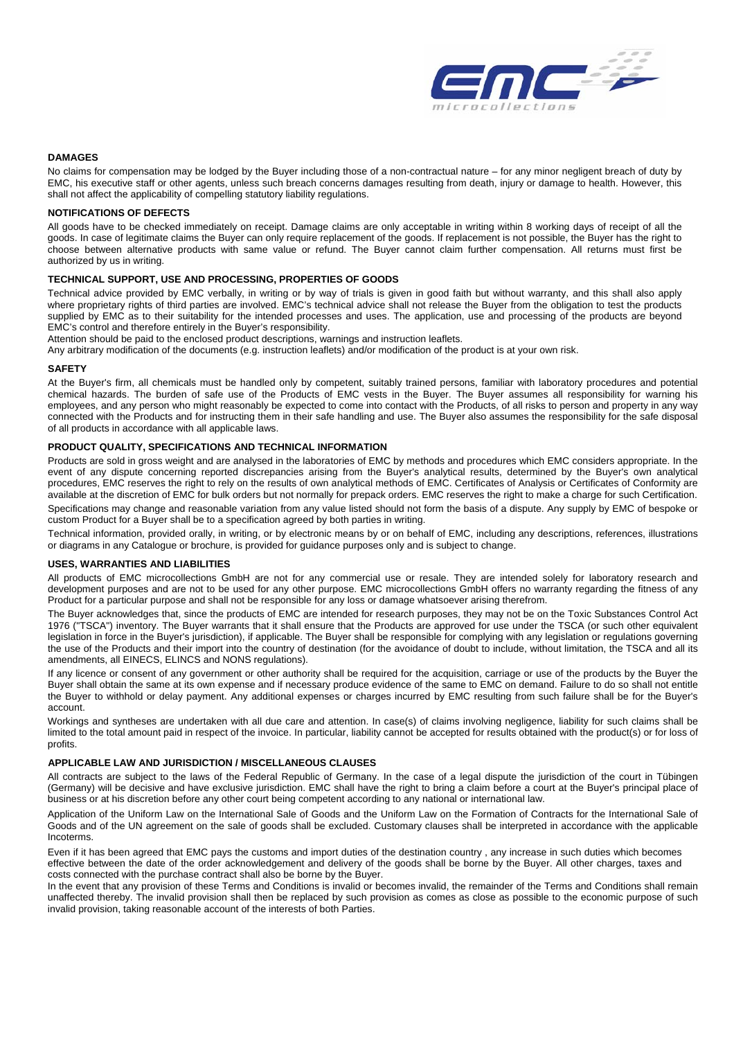## DAMAGES

No claims for compensation may be lodged by the Buyer including those of a non-contractual nature – for any minor negligent breach of duty by EMC, his executive staff or other agents, unless such breach concerns damages resulting from death, injury or damage to health. However, this shall not affect the applicability of compelling statutory liability regulations.

## NOTIFICATIONS OF DEFECTS

All goods have to be checked immediately on receipt. Damage claims are only acceptable in writing within 8 working days of receipt of all the goods. In case of legitimate claims the Buyer can only require replacement of the goods. If replacement is not possible, the Buyer has the right to choose between alternative products with same value or refund. The Buyer cannot claim further compensation. All returns must first be authorized by us in writing.

## TECHNICAL SUPPORT, USE AND PROCESSING, PROPERTIES OF GOODS

Technical advice provided by EMC verbally, in writing or by way of trials is given in good faith but without warranty, and this shall also apply where proprietary rights of third parties are involved. EMC's technical advice shall not release the Buyer from the obligation to test the products supplied by EMC as to their suitability for the intended processes and uses. The application, use and processing of the products are beyond EMC's control and therefore entirely in the Buyer's responsibility.

Attention should be paid to the enclosed product descriptions, warnings and instruction leaflets.

Any arbitrary modification of the documents (e.g. instruction leaflets) and/or modification of the product is at your own risk.

## SAFETY

At the Buyer's firm, all chemicals must be handled only by competent, suitably trained persons, familiar with laboratory procedures and potential chemical hazards. The burden of safe use of the Products of EMC vests in the Buyer. The Buyer assumes all responsibility for warning his employees, and any person who might reasonably be expected to come into contact with the Products, of all risks to person and property in any way connected with the Products and for instructing them in their safe handling and use. The Buyer also assumes the responsibility for the safe disposal of all products in accordance with all applicable laws.

## PRODUCT QUALITY, SPECIFICATIONS AND TECHNICAL INFORMATION

Products are sold in gross weight and are analysed in the laboratories of EMC by methods and procedures which EMC considers appropriate. In the event of any dispute concerning reported discrepancies arising from the Buyer's analytical results, determined by the Buyer's own analytical procedures, EMC reserves the right to rely on the results of own analytical methods of EMC. Certificates of Analysis or Certificates of Conformity are available at the discretion of EMC for bulk orders but not normally for prepack orders. EMC reserves the right to make a charge for such Certification.

Specifications may change and reasonable variation from any value listed should not form the basis of a dispute. Any supply by EMC of bespoke or custom Product for a Buyer shall be to a specification agreed by both parties in writing.

Technical information, provided orally, in writing, or by electronic means by or on behalf of EMC, including any descriptions, references, illustrations or diagrams in any Catalogue or brochure, is provided for guidance purposes only and is subject to change.

## USES, WARRANTIES AND LIABILITIES

All products of EMC microcollections GmbH are not for any commercial use or resale. They are intended solely for laboratory research and development purposes and are not to be used for any other purpose. EMC microcollections GmbH offers no warranty regarding the fitness of any Product for a particular purpose and shall not be responsible for any loss or damage whatsoever arising therefrom.

The Buyer acknowledges that, since the products of EMC are intended for research purposes, they may not be on the Toxic Substances Control Act 1976 ("TSCA") inventory. The Buyer warrants that it shall ensure that the Products are approved for use under the TSCA (or such other equivalent legislation in force in the Buyer's jurisdiction), if applicable. The Buyer shall be responsible for complying with any legislation or regulations governing the use of the Products and their import into the country of destination (for the avoidance of doubt to include, without limitation, the TSCA and all its amendments, all EINECS, ELINCS and NONS regulations).

If any licence or consent of any government or other authority shall be required for the acquisition, carriage or use of the products by the Buyer the Buyer shall obtain the same at its own expense and if necessary produce evidence of the same to EMC on demand. Failure to do so shall not entitle the Buyer to withhold or delay payment. Any additional expenses or charges incurred by EMC resulting from such failure shall be for the Buyer's account.

Workings and syntheses are undertaken with all due care and attention. In case(s) of claims involving negligence, liability for such claims shall be limited to the total amount paid in respect of the invoice. In particular, liability cannot be accepted for results obtained with the product(s) or for loss of profits.

## APPLICABLE LAW AND JURISDICTION / MISCELLANEOUS CLAUSES

All contracts are subject to the laws of the Federal Republic of Germany. In the case of a legal dispute the jurisdiction of the court in Tübingen (Germany) will be decisive and have exclusive jurisdiction. EMC shall have the right to bring a claim before a court at the Buyer's principal place of business or at his discretion before any other court being competent according to any national or international law.

Application of the Uniform Law on the International Sale of Goods and the Uniform Law on the Formation of Contracts for the International Sale of Goods and of the UN agreement on the sale of goods shall be excluded. Customary clauses shall be interpreted in accordance with the applicable Incoterms.

Even if it has been agreed that EMC pays the customs and import duties of the destination country , any increase in such duties which becomes effective between the date of the order acknowledgement and delivery of the goods shall be borne by the Buyer. All other charges, taxes and costs connected with the purchase contract shall also be borne by the Buyer.

In the event that any provision of these Terms and Conditions is invalid or becomes invalid, the remainder of the Terms and Conditions shall remain unaffected thereby. The invalid provision shall then be replaced by such provision as comes as close as possible to the economic purpose of such invalid provision, taking reasonable account of the interests of both Parties.